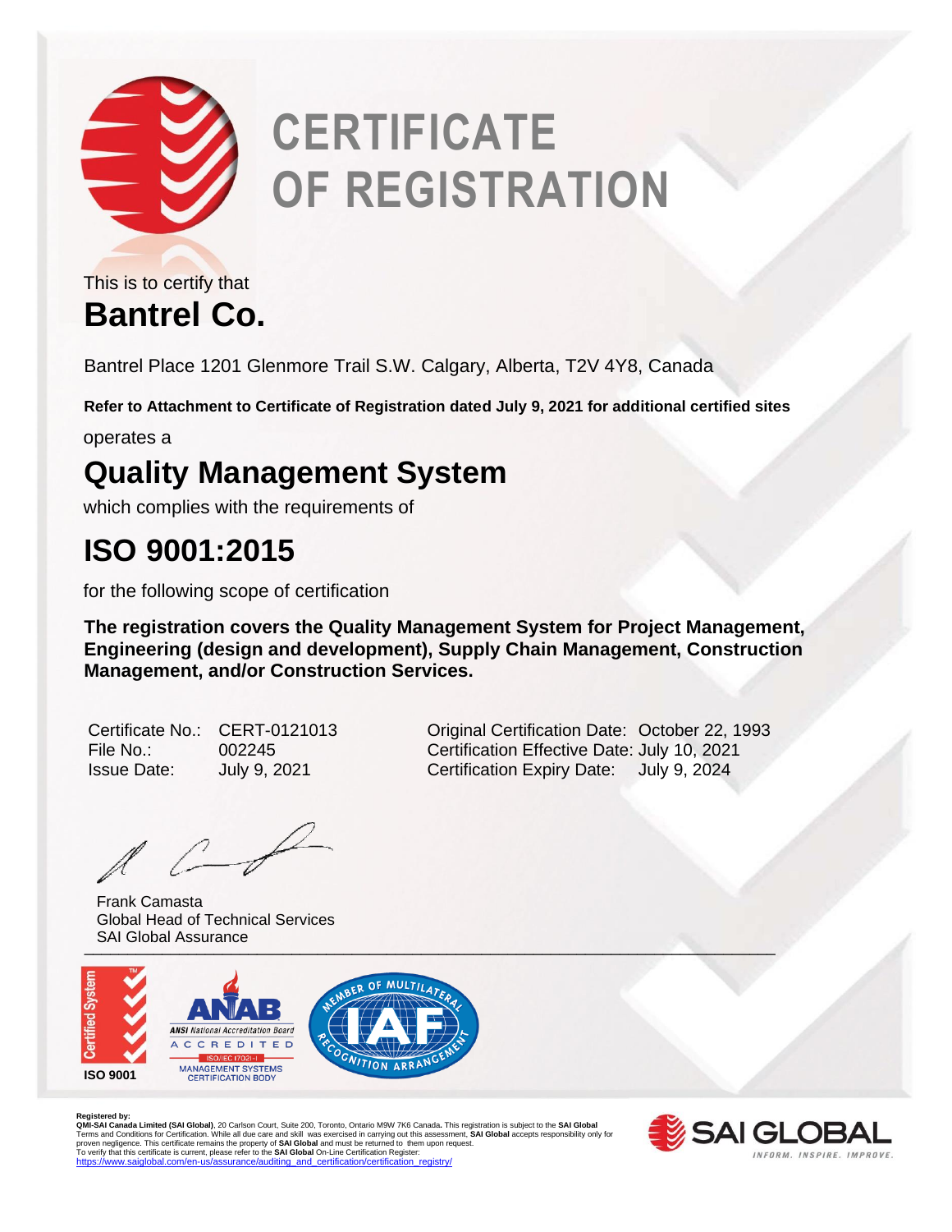# CERTIFICATE OF REGISTRATION

This is to certify that

## Bantrel Co.

Bantrel Place 1201 Glenmore Trail S.W. Calgary, Alberta, T2V 4Y8, Canada

**Refer to Attachment to Certificate of Registration dated July 9, 2021 for additional certified sites**

operates a

## Quality Management System

which complies with the requirements of

## ISO 9001:2015

for the following scope of certification

**The registration covers the Quality Management System for Project Management, Engineering (design and development), Supply Chain Management, Construction Management, and/or Construction Services.**

Certificate No.: CERT-0121013
File No.: 002245
Issue Date: July 9, 2021

Original Certification Date: October 22, 1993
Certification Effective Date: July 10, 2021
Certification Expiry Date: July 9, 2024

Frank Camasta
Global Head of Technical Services
SAI Global Assurance

Certified System ISO 9001

ANAB ANSI National Accreditation Board ACCREDITED ISO/IEC 17021-1 MANAGEMENT SYSTEMS CERTIFICATION BODY

IAF MEMBER OF MULTILATERAL RECOGNITION ARRANGEMENT

**Registered by:**
**QMI-SAI Canada Limited (SAI Global)**, 20 Carlson Court, Suite 200, Toronto, Ontario M9W 7K6 Canada. This registration is subject to the **SAI Global** Terms and Conditions for Certification. While all due care and skill was exercised in carrying out this assessment, **SAI Global** accepts responsibility only for proven negligence. This certificate remains the property of **SAI Global** and must be returned to them upon request.
To verify that this certificate is current, please refer to the **SAI Global** On-Line Certification Register:
https://www.saiglobal.com/en-us/assurance/auditing_and_certification/certification_registry/

SAI GLOBAL
INFORM. INSPIRE. IMPROVE.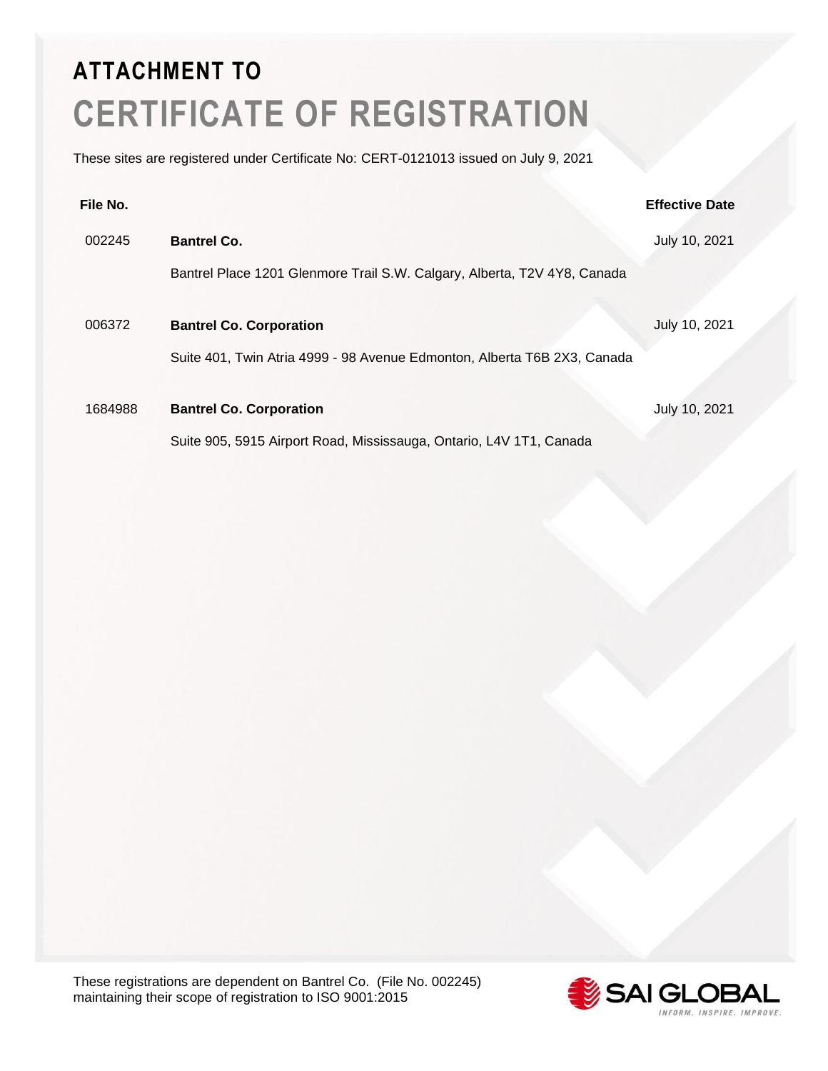## ATTACHMENT TO

# CERTIFICATE OF REGISTRATION

These sites are registered under Certificate No: CERT-0121013 issued on July 9, 2021

| File No. | | Effective Date |
|---|---|---|
| 002245 | **Bantrel Co.**<br>Bantrel Place 1201 Glenmore Trail S.W. Calgary, Alberta, T2V 4Y8, Canada | July 10, 2021 |
| 006372 | **Bantrel Co. Corporation**<br>Suite 401, Twin Atria 4999 - 98 Avenue Edmonton, Alberta T6B 2X3, Canada | July 10, 2021 |
| 1684988 | **Bantrel Co. Corporation**<br>Suite 905, 5915 Airport Road, Mississauga, Ontario, L4V 1T1, Canada | July 10, 2021 |

These registrations are dependent on Bantrel Co. (File No. 002245) maintaining their scope of registration to ISO 9001:2015

SAI GLOBAL
INFORM. INSPIRE. IMPROVE.